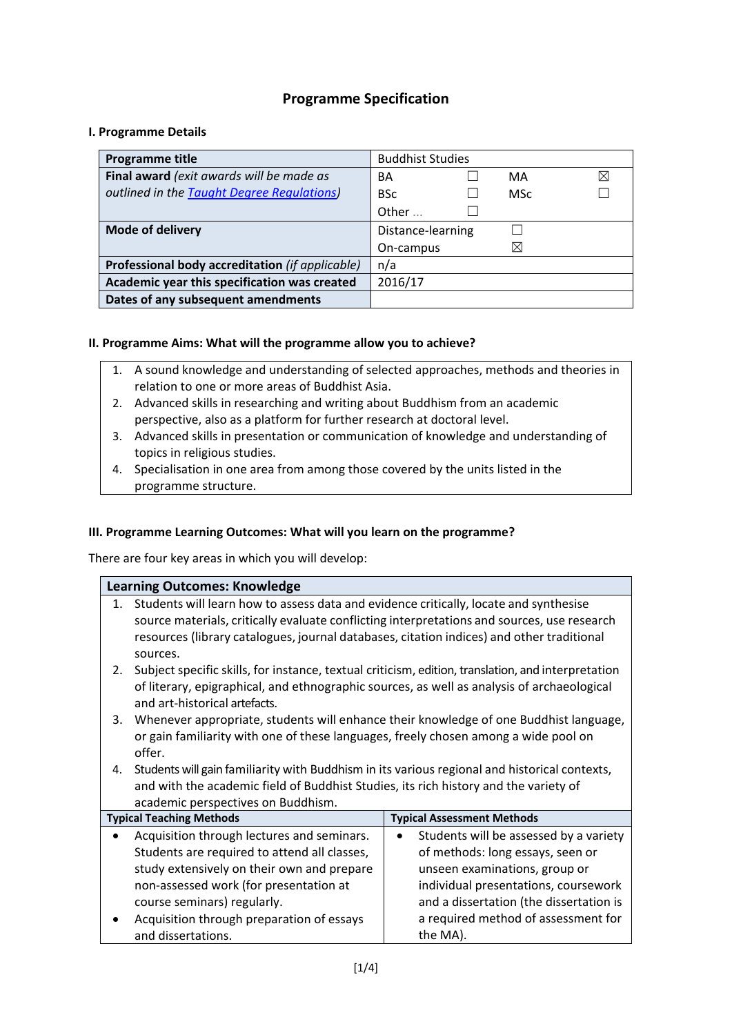# Programme Specification

### I. Programme Details

| Programme title | Buddhist Studies | | | |
|---|---|---|---|---|
| **Final award** *(exit awards will be made as outlined in the [Taught Degree Regulations](Taught Degree Regulations))* | BA | ☐ | MA | ☒ |
| | BSc | ☐ | MSc | ☐ |
| | Other … | ☐ | | |
| **Mode of delivery** | Distance-learning | ☐ | | |
| | On-campus | ☒ | | |
| **Professional body accreditation** *(if applicable)* | n/a | | | |
| **Academic year this specification was created** | 2016/17 | | | |
| **Dates of any subsequent amendments** | | | | |

### II. Programme Aims: What will the programme allow you to achieve?

1. A sound knowledge and understanding of selected approaches, methods and theories in relation to one or more areas of Buddhist Asia.
2. Advanced skills in researching and writing about Buddhism from an academic perspective, also as a platform for further research at doctoral level.
3. Advanced skills in presentation or communication of knowledge and understanding of topics in religious studies.
4. Specialisation in one area from among those covered by the units listed in the programme structure.

### III. Programme Learning Outcomes: What will you learn on the programme?

There are four key areas in which you will develop:

**Learning Outcomes: Knowledge**

1. Students will learn how to assess data and evidence critically, locate and synthesise source materials, critically evaluate conflicting interpretations and sources, use research resources (library catalogues, journal databases, citation indices) and other traditional sources.
2. Subject specific skills, for instance, textual criticism, edition, translation, and interpretation of literary, epigraphical, and ethnographic sources, as well as analysis of archaeological and art-historical artefacts.
3. Whenever appropriate, students will enhance their knowledge of one Buddhist language, or gain familiarity with one of these languages, freely chosen among a wide pool on offer.
4. Students will gain familiarity with Buddhism in its various regional and historical contexts, and with the academic field of Buddhist Studies, its rich history and the variety of academic perspectives on Buddhism.

| Typical Teaching Methods | Typical Assessment Methods |
|---|---|
| • Acquisition through lectures and seminars. Students are required to attend all classes, study extensively on their own and prepare non-assessed work (for presentation at course seminars) regularly.<br>• Acquisition through preparation of essays and dissertations. | • Students will be assessed by a variety of methods: long essays, seen or unseen examinations, group or individual presentations, coursework and a dissertation (the dissertation is a required method of assessment for the MA). |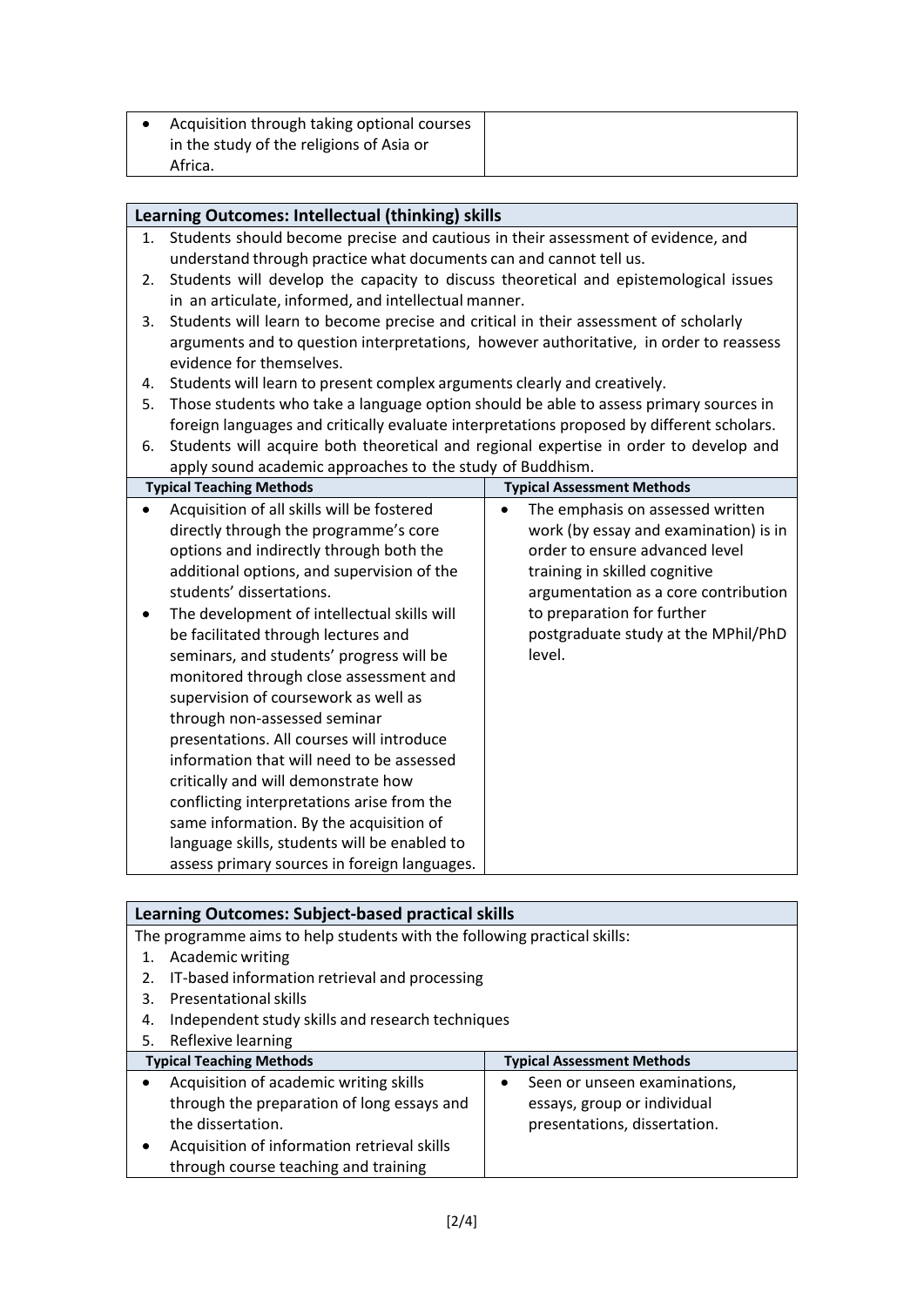| | |
|---|---|
| • Acquisition through taking optional courses in the study of the religions of Asia or Africa. | |

| **Learning Outcomes: Intellectual (thinking) skills** | |
|---|---|
| 1. Students should become precise and cautious in their assessment of evidence, and understand through practice what documents can and cannot tell us.<br>2. Students will develop the capacity to discuss theoretical and epistemological issues in an articulate, informed, and intellectual manner.<br>3. Students will learn to become precise and critical in their assessment of scholarly arguments and to question interpretations, however authoritative, in order to reassess evidence for themselves.<br>4. Students will learn to present complex arguments clearly and creatively.<br>5. Those students who take a language option should be able to assess primary sources in foreign languages and critically evaluate interpretations proposed by different scholars.<br>6. Students will acquire both theoretical and regional expertise in order to develop and apply sound academic approaches to the study of Buddhism. | |
| **Typical Teaching Methods** | **Typical Assessment Methods** |
| • Acquisition of all skills will be fostered directly through the programme's core options and indirectly through both the additional options, and supervision of the students' dissertations.<br>• The development of intellectual skills will be facilitated through lectures and seminars, and students' progress will be monitored through close assessment and supervision of coursework as well as through non-assessed seminar presentations. All courses will introduce information that will need to be assessed critically and will demonstrate how conflicting interpretations arise from the same information. By the acquisition of language skills, students will be enabled to assess primary sources in foreign languages. | • The emphasis on assessed written work (by essay and examination) is in order to ensure advanced level training in skilled cognitive argumentation as a core contribution to preparation for further postgraduate study at the MPhil/PhD level. |

| **Learning Outcomes: Subject-based practical skills** | |
|---|---|
| The programme aims to help students with the following practical skills:<br>1. Academic writing<br>2. IT-based information retrieval and processing<br>3. Presentational skills<br>4. Independent study skills and research techniques<br>5. Reflexive learning | |
| **Typical Teaching Methods** | **Typical Assessment Methods** |
| • Acquisition of academic writing skills through the preparation of long essays and the dissertation.<br>• Acquisition of information retrieval skills through course teaching and training | • Seen or unseen examinations, essays, group or individual presentations, dissertation. |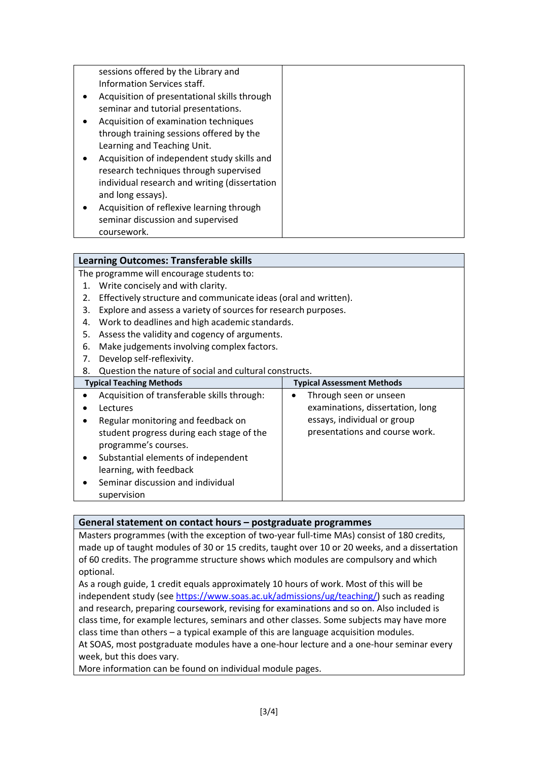| | |
|---|---|
| sessions offered by the Library and Information Services staff.<br>• Acquisition of presentational skills through seminar and tutorial presentations.<br>• Acquisition of examination techniques through training sessions offered by the Learning and Teaching Unit.<br>• Acquisition of independent study skills and research techniques through supervised individual research and writing (dissertation and long essays).<br>• Acquisition of reflexive learning through seminar discussion and supervised coursework. | |

## Learning Outcomes: Transferable skills

The programme will encourage students to:

1. Write concisely and with clarity.
2. Effectively structure and communicate ideas (oral and written).
3. Explore and assess a variety of sources for research purposes.
4. Work to deadlines and high academic standards.
5. Assess the validity and cogency of arguments.
6. Make judgements involving complex factors.
7. Develop self-reflexivity.
8. Question the nature of social and cultural constructs.

| Typical Teaching Methods | Typical Assessment Methods |
|---|---|
| • Acquisition of transferable skills through:<br>• Lectures<br>• Regular monitoring and feedback on student progress during each stage of the programme's courses.<br>• Substantial elements of independent learning, with feedback<br>• Seminar discussion and individual supervision | • Through seen or unseen examinations, dissertation, long essays, individual or group presentations and course work. |

## General statement on contact hours – postgraduate programmes

Masters programmes (with the exception of two-year full-time MAs) consist of 180 credits, made up of taught modules of 30 or 15 credits, taught over 10 or 20 weeks, and a dissertation of 60 credits. The programme structure shows which modules are compulsory and which optional.

As a rough guide, 1 credit equals approximately 10 hours of work. Most of this will be independent study (see https://www.soas.ac.uk/admissions/ug/teaching/) such as reading and research, preparing coursework, revising for examinations and so on. Also included is class time, for example lectures, seminars and other classes. Some subjects may have more class time than others – a typical example of this are language acquisition modules.

At SOAS, most postgraduate modules have a one-hour lecture and a one-hour seminar every week, but this does vary.

More information can be found on individual module pages.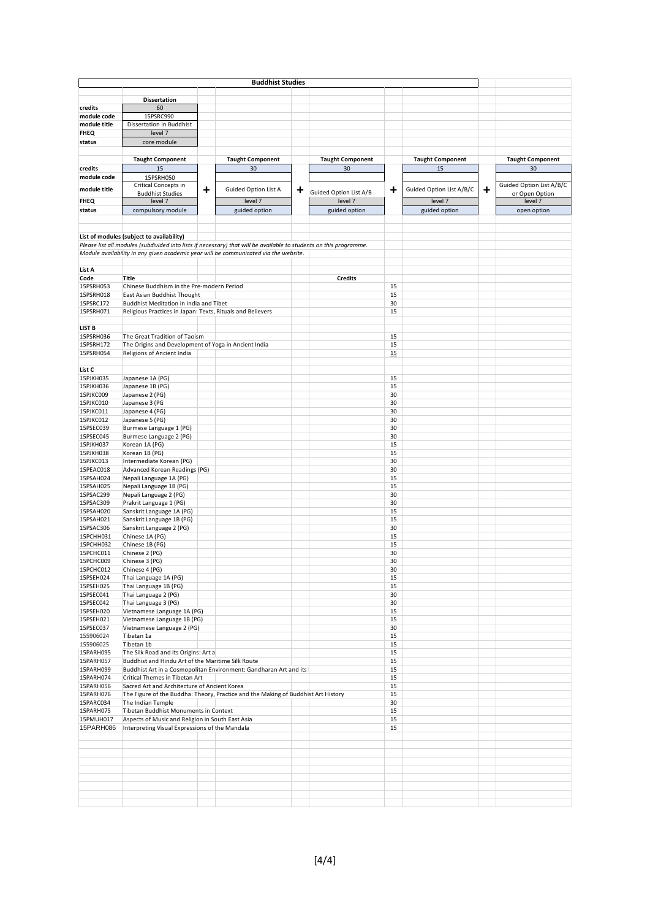# Buddhist Studies

| | Dissertation |
|---|---|
| credits | 60 |
| module code | 15PSRC990 |
| module title | Dissertation in Buddhist |
| FHEQ | level 7 |
| status | core module |

| | Taught Component | | Taught Component | | Taught Component | | Taught Component | | Taught Component |
|---|---|---|---|---|---|---|---|---|---|
| credits | 15 | | 30 | | 30 | | 15 | | 30 |
| module code | 15PSRH050 | | | | | | | | |
| module title | Critical Concepts in Buddhist Studies | + | Guided Option List A | + | Guided Option List A/B | + | Guided Option List A/B/C | + | Guided Option List A/B/C or Open Option |
| FHEQ | level 7 | | level 7 | | level 7 | | level 7 | | level 7 |
| status | compulsory module | | guided option | | guided option | | guided option | | open option |

**List of modules (subject to availability)**

*Please list all modules (subdivided into lists if necessary) that will be available to students on this programme.*
*Module availability in any given academic year will be communicated via the website.*

**List A**

| Code | Title | Credits |
|---|---|---|
| 15PSRH053 | Chinese Buddhism in the Pre-modern Period | 15 |
| 15PSRH018 | East Asian Buddhist Thought | 15 |
| 15PSRC172 | Buddhist Meditation in India and Tibet | 30 |
| 15PSRH071 | Religious Practices in Japan: Texts, Rituals and Believers | 15 |

**LIST B**

| | | |
|---|---|---|
| 15PSRH036 | The Great Tradition of Taoism | 15 |
| 15PSRH172 | The Origins and Development of Yoga in Ancient India | 15 |
| 15PSRH054 | Religions of Ancient India | 15 |

**List C**

| | | |
|---|---|---|
| 15PJKH035 | Japanese 1A (PG) | 15 |
| 15PJKH036 | Japanese 1B (PG) | 15 |
| 15PJKC009 | Japanese 2 (PG) | 30 |
| 15PJKC010 | Japanese 3 (PG | 30 |
| 15PJKC011 | Japanese 4 (PG) | 30 |
| 15PJKC012 | Japanese 5 (PG) | 30 |
| 15PSEC039 | Burmese Language 1 (PG) | 30 |
| 15PSEC045 | Burmese Language 2 (PG) | 30 |
| 15PJKH037 | Korean 1A (PG) | 15 |
| 15PJKH038 | Korean 1B (PG) | 15 |
| 15PJKC013 | Intermediate Korean (PG) | 30 |
| 15PEAC018 | Advanced Korean Readings (PG) | 30 |
| 15PSAH024 | Nepali Language 1A (PG) | 15 |
| 15PSAH025 | Nepali Language 1B (PG) | 15 |
| 15PSAC299 | Nepali Language 2 (PG) | 30 |
| 15PSAC309 | Prakrit Language 1 (PG) | 30 |
| 15PSAH020 | Sanskrit Language 1A (PG) | 15 |
| 15PSAH021 | Sanskrit Language 1B (PG) | 15 |
| 15PSAC306 | Sanskrit Language 2 (PG) | 30 |
| 15PCHH031 | Chinese 1A (PG) | 15 |
| 15PCHH032 | Chinese 1B (PG) | 15 |
| 15PCHC011 | Chinese 2 (PG) | 30 |
| 15PCHC009 | Chinese 3 (PG) | 30 |
| 15PCHC012 | Chinese 4 (PG) | 30 |
| 15PSEH024 | Thai Language 1A (PG) | 15 |
| 15PSEH025 | Thai Language 1B (PG) | 15 |
| 15PSEC041 | Thai Language 2 (PG) | 30 |
| 15PSEC042 | Thai Language 3 (PG) | 30 |
| 15PSEH020 | Vietnamese Language 1A (PG) | 15 |
| 15PSEH021 | Vietnamese Language 1B (PG) | 15 |
| 15PSEC037 | Vietnamese Language 2 (PG) | 30 |
| 155906024 | Tibetan 1a | 15 |
| 155906025 | Tibetan 1b | 15 |
| 15PARH095 | The Silk Road and its Origins: Art a | 15 |
| 15PARH057 | Buddhist and Hindu Art of the Maritime Silk Route | 15 |
| 15PARH099 | Buddhist Art in a Cosmopolitan Environment: Gandharan Art and its | 15 |
| 15PARH074 | Critical Themes in Tibetan Art | 15 |
| 15PARH056 | Sacred Art and Architecture of Ancient Korea | 15 |
| 15PARH076 | The Figure of the Buddha: Theory, Practice and the Making of Buddhist Art History | 15 |
| 15PARC034 | The Indian Temple | 30 |
| 15PARH075 | Tibetan Buddhist Monuments in Context | 15 |
| 15PMUH017 | Aspects of Music and Religion in South East Asia | 15 |
| 15PARH086 | Interpreting Visual Expressions of the Mandala | 15 |